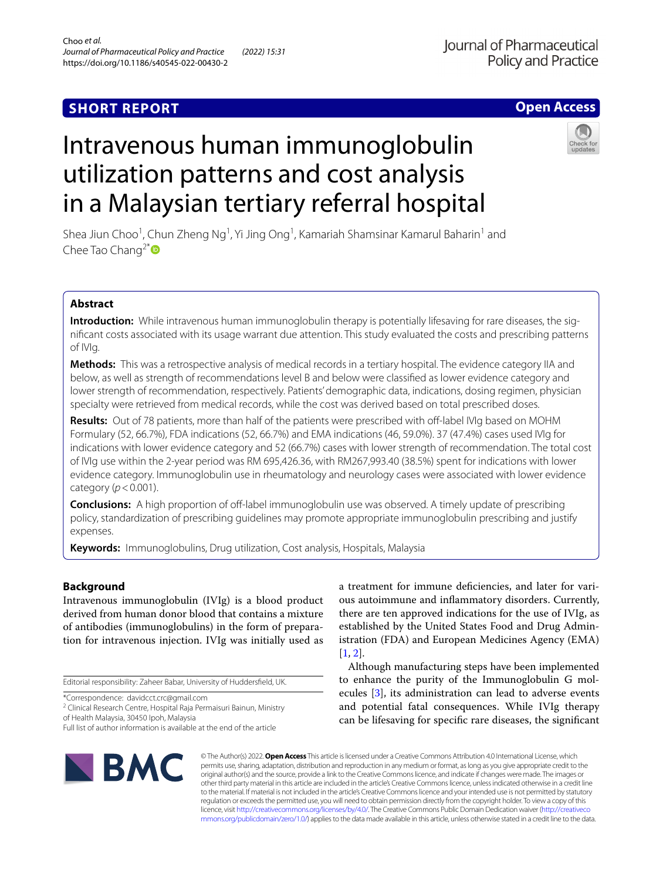SHORT REPORT

Open Access

# Intravenous human immunoglobulin utilization patterns and cost analysis in a Malaysian tertiary referral hospital

Shea Jiun Choo[1], Chun Zheng Ng[1], Yi Jing Ong[1], Kamariah Shamsinar Kamarul Baharin[1] and Chee Tao Chang[2*]

## Abstract

**Introduction:** While intravenous human immunoglobulin therapy is potentially lifesaving for rare diseases, the significant costs associated with its usage warrant due attention. This study evaluated the costs and prescribing patterns of IVIg.

**Methods:** This was a retrospective analysis of medical records in a tertiary hospital. The evidence category IIA and below, as well as strength of recommendations level B and below were classified as lower evidence category and lower strength of recommendation, respectively. Patients' demographic data, indications, dosing regimen, physician specialty were retrieved from medical records, while the cost was derived based on total prescribed doses.

**Results:** Out of 78 patients, more than half of the patients were prescribed with off-label IVIg based on MOHM Formulary (52, 66.7%), FDA indications (52, 66.7%) and EMA indications (46, 59.0%). 37 (47.4%) cases used IVIg for indications with lower evidence category and 52 (66.7%) cases with lower strength of recommendation. The total cost of IVIg use within the 2-year period was RM 695,426.36, with RM267,993.40 (38.5%) spent for indications with lower evidence category. Immunoglobulin use in rheumatology and neurology cases were associated with lower evidence category ($p < 0.001$).

**Conclusions:** A high proportion of off-label immunoglobulin use was observed. A timely update of prescribing policy, standardization of prescribing guidelines may promote appropriate immunoglobulin prescribing and justify expenses.

**Keywords:** Immunoglobulins, Drug utilization, Cost analysis, Hospitals, Malaysia

## Background

Intravenous immunoglobulin (IVIg) is a blood product derived from human donor blood that contains a mixture of antibodies (immunoglobulins) in the form of preparation for intravenous injection. IVIg was initially used as a treatment for immune deficiencies, and later for various autoimmune and inflammatory disorders. Currently, there are ten approved indications for the use of IVIg, as established by the United States Food and Drug Administration (FDA) and European Medicines Agency (EMA) [1, 2].

Although manufacturing steps have been implemented to enhance the purity of the Immunoglobulin G molecules [3], its administration can lead to adverse events and potential fatal consequences. While IVIg therapy can be lifesaving for specific rare diseases, the significant

Editorial responsibility: Zaheer Babar, University of Huddersfield, UK.

*Correspondence: davidcct.crc@gmail.com

[2] Clinical Research Centre, Hospital Raja Permaisuri Bainun, Ministry of Health Malaysia, 30450 Ipoh, Malaysia

Full list of author information is available at the end of the article

© The Author(s) 2022. **Open Access** This article is licensed under a Creative Commons Attribution 4.0 International License, which permits use, sharing, adaptation, distribution and reproduction in any medium or format, as long as you give appropriate credit to the original author(s) and the source, provide a link to the Creative Commons licence, and indicate if changes were made. The images or other third party material in this article are included in the article's Creative Commons licence, unless indicated otherwise in a credit line to the material. If material is not included in the article's Creative Commons licence and your intended use is not permitted by statutory regulation or exceeds the permitted use, you will need to obtain permission directly from the copyright holder. To view a copy of this licence, visit http://creativecommons.org/licenses/by/4.0/. The Creative Commons Public Domain Dedication waiver (http://creativecommons.org/publicdomain/zero/1.0/) applies to the data made available in this article, unless otherwise stated in a credit line to the data.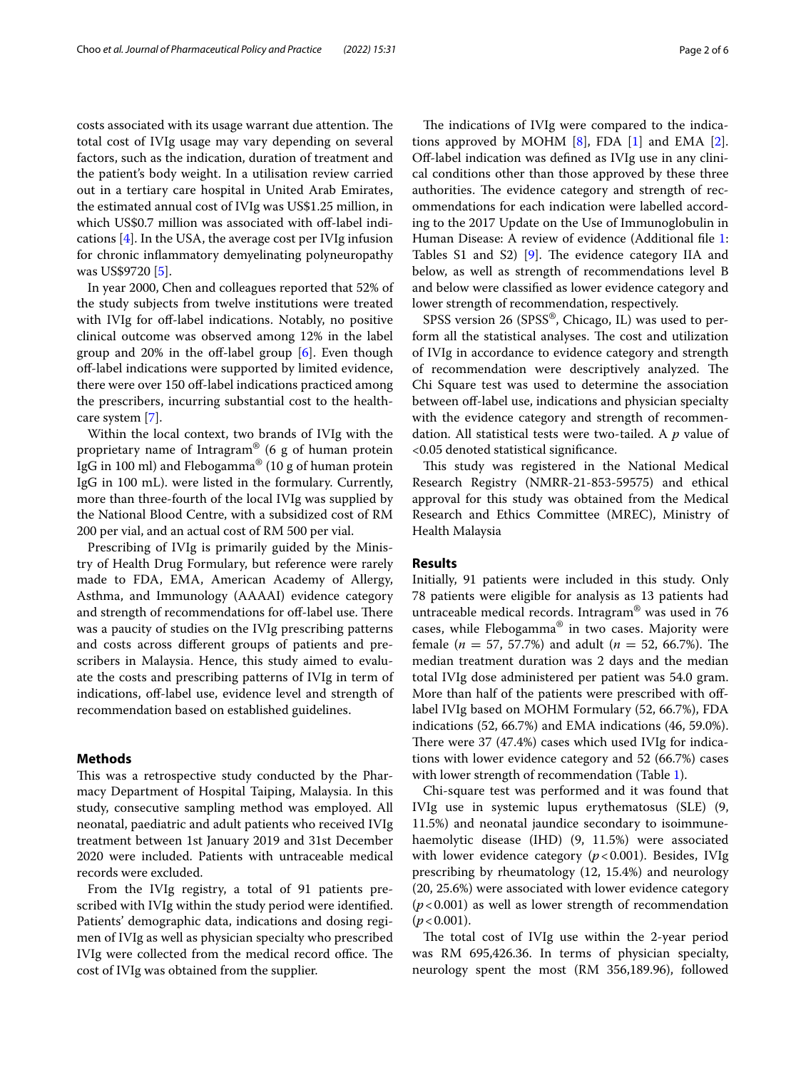costs associated with its usage warrant due attention. The total cost of IVIg usage may vary depending on several factors, such as the indication, duration of treatment and the patient's body weight. In a utilisation review carried out in a tertiary care hospital in United Arab Emirates, the estimated annual cost of IVIg was US$1.25 million, in which US$0.7 million was associated with off-label indications [4]. In the USA, the average cost per IVIg infusion for chronic inflammatory demyelinating polyneuropathy was US$9720 [5].

In year 2000, Chen and colleagues reported that 52% of the study subjects from twelve institutions were treated with IVIg for off-label indications. Notably, no positive clinical outcome was observed among 12% in the label group and 20% in the off-label group [6]. Even though off-label indications were supported by limited evidence, there were over 150 off-label indications practiced among the prescribers, incurring substantial cost to the healthcare system [7].

Within the local context, two brands of IVIg with the proprietary name of Intragram® (6 g of human protein IgG in 100 ml) and Flebogamma® (10 g of human protein IgG in 100 mL). were listed in the formulary. Currently, more than three-fourth of the local IVIg was supplied by the National Blood Centre, with a subsidized cost of RM 200 per vial, and an actual cost of RM 500 per vial.

Prescribing of IVIg is primarily guided by the Ministry of Health Drug Formulary, but reference were rarely made to FDA, EMA, American Academy of Allergy, Asthma, and Immunology (AAAAI) evidence category and strength of recommendations for off-label use. There was a paucity of studies on the IVIg prescribing patterns and costs across different groups of patients and prescribers in Malaysia. Hence, this study aimed to evaluate the costs and prescribing patterns of IVIg in term of indications, off-label use, evidence level and strength of recommendation based on established guidelines.

## Methods

This was a retrospective study conducted by the Pharmacy Department of Hospital Taiping, Malaysia. In this study, consecutive sampling method was employed. All neonatal, paediatric and adult patients who received IVIg treatment between 1st January 2019 and 31st December 2020 were included. Patients with untraceable medical records were excluded.

From the IVIg registry, a total of 91 patients prescribed with IVIg within the study period were identified. Patients' demographic data, indications and dosing regimen of IVIg as well as physician specialty who prescribed IVIg were collected from the medical record office. The cost of IVIg was obtained from the supplier.

The indications of IVIg were compared to the indications approved by MOHM [8], FDA [1] and EMA [2]. Off-label indication was defined as IVIg use in any clinical conditions other than those approved by these three authorities. The evidence category and strength of recommendations for each indication were labelled according to the 2017 Update on the Use of Immunoglobulin in Human Disease: A review of evidence (Additional file 1: Tables S1 and S2) [9]. The evidence category IIA and below, as well as strength of recommendations level B and below were classified as lower evidence category and lower strength of recommendation, respectively.

SPSS version 26 (SPSS®, Chicago, IL) was used to perform all the statistical analyses. The cost and utilization of IVIg in accordance to evidence category and strength of recommendation were descriptively analyzed. The Chi Square test was used to determine the association between off-label use, indications and physician specialty with the evidence category and strength of recommendation. All statistical tests were two-tailed. A $p$ value of <0.05 denoted statistical significance.

This study was registered in the National Medical Research Registry (NMRR-21-853-59575) and ethical approval for this study was obtained from the Medical Research and Ethics Committee (MREC), Ministry of Health Malaysia

## Results

Initially, 91 patients were included in this study. Only 78 patients were eligible for analysis as 13 patients had untraceable medical records. Intragram® was used in 76 cases, while Flebogamma® in two cases. Majority were female ($n$ = 57, 57.7%) and adult ($n$ = 52, 66.7%). The median treatment duration was 2 days and the median total IVIg dose administered per patient was 54.0 gram. More than half of the patients were prescribed with off-label IVIg based on MOHM Formulary (52, 66.7%), FDA indications (52, 66.7%) and EMA indications (46, 59.0%). There were 37 (47.4%) cases which used IVIg for indications with lower evidence category and 52 (66.7%) cases with lower strength of recommendation (Table 1).

Chi-square test was performed and it was found that IVIg use in systemic lupus erythematosus (SLE) (9, 11.5%) and neonatal jaundice secondary to isoimmune-haemolytic disease (IHD) (9, 11.5%) were associated with lower evidence category ($p$ < 0.001). Besides, IVIg prescribing by rheumatology (12, 15.4%) and neurology (20, 25.6%) were associated with lower evidence category ($p$ < 0.001) as well as lower strength of recommendation ($p$ < 0.001).

The total cost of IVIg use within the 2-year period was RM 695,426.36. In terms of physician specialty, neurology spent the most (RM 356,189.96), followed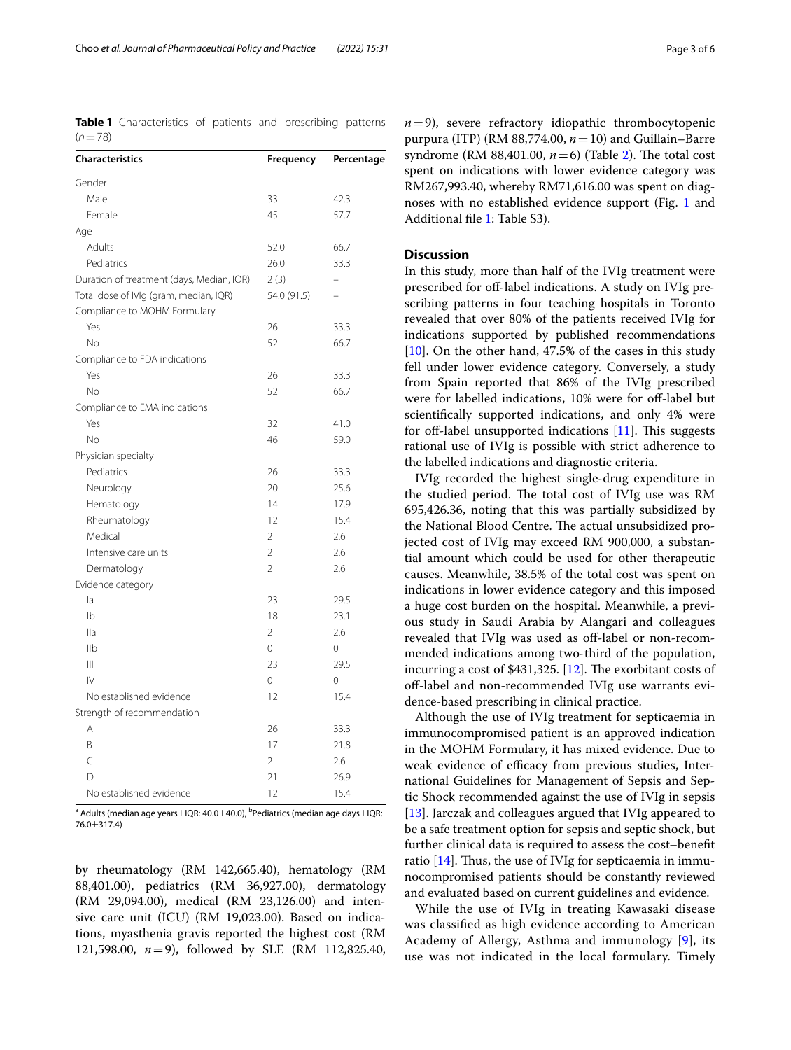**Table 1** Characteristics of patients and prescribing patterns ($n = 78$)

| Characteristics | Frequency | Percentage |
|---|---|---|
| Gender | | |
| Male | 33 | 42.3 |
| Female | 45 | 57.7 |
| Age | | |
| Adults | 52.0 | 66.7 |
| Pediatrics | 26.0 | 33.3 |
| Duration of treatment (days, Median, IQR) | 2 (3) | – |
| Total dose of IVIg (gram, median, IQR) | 54.0 (91.5) | – |
| Compliance to MOHM Formulary | | |
| Yes | 26 | 33.3 |
| No | 52 | 66.7 |
| Compliance to FDA indications | | |
| Yes | 26 | 33.3 |
| No | 52 | 66.7 |
| Compliance to EMA indications | | |
| Yes | 32 | 41.0 |
| No | 46 | 59.0 |
| Physician specialty | | |
| Pediatrics | 26 | 33.3 |
| Neurology | 20 | 25.6 |
| Hematology | 14 | 17.9 |
| Rheumatology | 12 | 15.4 |
| Medical | 2 | 2.6 |
| Intensive care units | 2 | 2.6 |
| Dermatology | 2 | 2.6 |
| Evidence category | | |
| Ia | 23 | 29.5 |
| Ib | 18 | 23.1 |
| IIa | 2 | 2.6 |
| IIb | 0 | 0 |
| III | 23 | 29.5 |
| IV | 0 | 0 |
| No established evidence | 12 | 15.4 |
| Strength of recommendation | | |
| A | 26 | 33.3 |
| B | 17 | 21.8 |
| C | 2 | 2.6 |
| D | 21 | 26.9 |
| No established evidence | 12 | 15.4 |

[a] Adults (median age years±IQR: 40.0±40.0), [b]Pediatrics (median age days±IQR: 76.0±317.4)

by rheumatology (RM 142,665.40), hematology (RM 88,401.00), pediatrics (RM 36,927.00), dermatology (RM 29,094.00), medical (RM 23,126.00) and intensive care unit (ICU) (RM 19,023.00). Based on indications, myasthenia gravis reported the highest cost (RM 121,598.00, $n = 9$), followed by SLE (RM 112,825.40, $n = 9$), severe refractory idiopathic thrombocytopenic purpura (ITP) (RM 88,774.00, $n = 10$) and Guillain–Barre syndrome (RM 88,401.00, $n = 6$) (Table 2). The total cost spent on indications with lower evidence category was RM267,993.40, whereby RM71,616.00 was spent on diagnoses with no established evidence support (Fig. 1 and Additional file 1: Table S3).

## Discussion

In this study, more than half of the IVIg treatment were prescribed for off-label indications. A study on IVIg prescribing patterns in four teaching hospitals in Toronto revealed that over 80% of the patients received IVIg for indications supported by published recommendations [10]. On the other hand, 47.5% of the cases in this study fell under lower evidence category. Conversely, a study from Spain reported that 86% of the IVIg prescribed were for labelled indications, 10% were for off-label but scientifically supported indications, and only 4% were for off-label unsupported indications [11]. This suggests rational use of IVIg is possible with strict adherence to the labelled indications and diagnostic criteria.

IVIg recorded the highest single-drug expenditure in the studied period. The total cost of IVIg use was RM 695,426.36, noting that this was partially subsidized by the National Blood Centre. The actual unsubsidized projected cost of IVIg may exceed RM 900,000, a substantial amount which could be used for other therapeutic causes. Meanwhile, 38.5% of the total cost was spent on indications in lower evidence category and this imposed a huge cost burden on the hospital. Meanwhile, a previous study in Saudi Arabia by Alangari and colleagues revealed that IVIg was used as off-label or non-recommended indications among two-third of the population, incurring a cost of $431,325. [12]. The exorbitant costs of off-label and non-recommended IVIg use warrants evidence-based prescribing in clinical practice.

Although the use of IVIg treatment for septicaemia in immunocompromised patient is an approved indication in the MOHM Formulary, it has mixed evidence. Due to weak evidence of efficacy from previous studies, International Guidelines for Management of Sepsis and Septic Shock recommended against the use of IVIg in sepsis [13]. Jarczak and colleagues argued that IVIg appeared to be a safe treatment option for sepsis and septic shock, but further clinical data is required to assess the cost–benefit ratio [14]. Thus, the use of IVIg for septicaemia in immunocompromised patients should be constantly reviewed and evaluated based on current guidelines and evidence.

While the use of IVIg in treating Kawasaki disease was classified as high evidence according to American Academy of Allergy, Asthma and immunology [9], its use was not indicated in the local formulary. Timely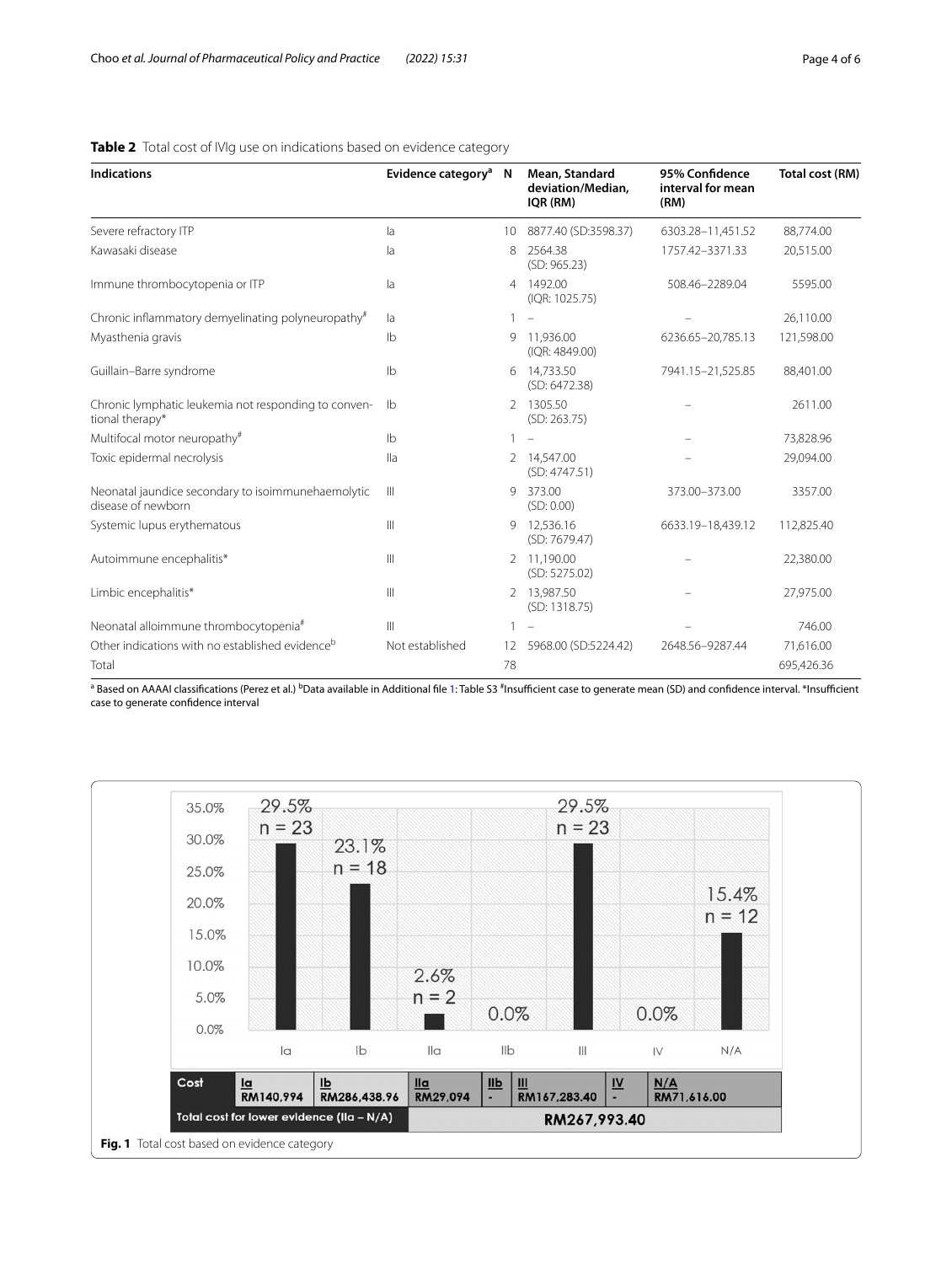**Table 2** Total cost of IVIg use on indications based on evidence category

| Indications | Evidence category[a] | N | Mean, Standard deviation/Median, IQR (RM) | 95% Confidence interval for mean (RM) | Total cost (RM) |
|---|---|---|---|---|---|
| Severe refractory ITP | Ia | 10 | 8877.40 (SD:3598.37) | 6303.28–11,451.52 | 88,774.00 |
| Kawasaki disease | Ia | 8 | 2564.38 (SD: 965.23) | 1757.42–3371.33 | 20,515.00 |
| Immune thrombocytopenia or ITP | Ia | 4 | 1492.00 (IQR: 1025.75) | 508.46–2289.04 | 5595.00 |
| Chronic inflammatory demyelinating polyneuropathy[#] | Ia | 1 | – | – | 26,110.00 |
| Myasthenia gravis | Ib | 9 | 11,936.00 (IQR: 4849.00) | 6236.65–20,785.13 | 121,598.00 |
| Guillain–Barre syndrome | Ib | 6 | 14,733.50 (SD: 6472.38) | 7941.15–21,525.85 | 88,401.00 |
| Chronic lymphatic leukemia not responding to conventional therapy* | Ib | 2 | 1305.50 (SD: 263.75) | – | 2611.00 |
| Multifocal motor neuropathy[#] | Ib | 1 | – | – | 73,828.96 |
| Toxic epidermal necrolysis | IIa | 2 | 14,547.00 (SD: 4747.51) | – | 29,094.00 |
| Neonatal jaundice secondary to isoimmunehaemolytic disease of newborn | III | 9 | 373.00 (SD: 0.00) | 373.00–373.00 | 3357.00 |
| Systemic lupus erythematous | III | 9 | 12,536.16 (SD: 7679.47) | 6633.19–18,439.12 | 112,825.40 |
| Autoimmune encephalitis* | III | 2 | 11,190.00 (SD: 5275.02) | – | 22,380.00 |
| Limbic encephalitis* | III | 2 | 13,987.50 (SD: 1318.75) | – | 27,975.00 |
| Neonatal alloimmune thrombocytopenia[#] | III | 1 | – | – | 746.00 |
| Other indications with no established evidence[b] | Not established | 12 | 5968.00 (SD:5224.42) | 2648.56–9287.44 | 71,616.00 |
| Total | | 78 | | | 695,426.36 |

[a] Based on AAAAI classifications (Perez et al.) [b]Data available in Additional file 1: Table S3 [#]Insufficient case to generate mean (SD) and confidence interval. *Insufficient case to generate confidence interval

| | Ia | Ib | IIa | IIb | III | IV | N/A |
|---|---|---|---|---|---|---|---|
| % (n) | 29.5% (n = 23) | 23.1% (n = 18) | 2.6% (n = 2) | 0.0% | 29.5% (n = 23) | 0.0% | 15.4% (n = 12) |
| Cost | RM140,994 | RM286,438.96 | RM29,094 | - | RM167,283.40 | - | RM71,616.00 |
| Total cost for lower evidence (IIa – N/A) | | | RM267,993.40 | | | | |

**Fig. 1** Total cost based on evidence category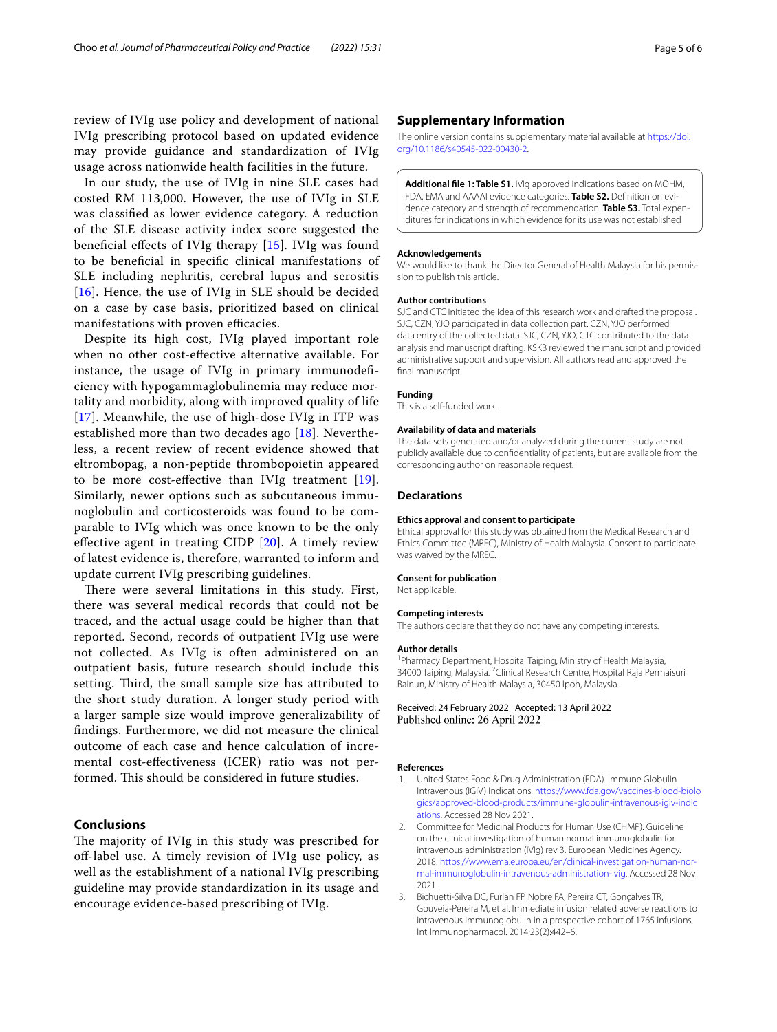review of IVIg use policy and development of national IVIg prescribing protocol based on updated evidence may provide guidance and standardization of IVIg usage across nationwide health facilities in the future.

In our study, the use of IVIg in nine SLE cases had costed RM 113,000. However, the use of IVIg in SLE was classified as lower evidence category. A reduction of the SLE disease activity index score suggested the beneficial effects of IVIg therapy [15]. IVIg was found to be beneficial in specific clinical manifestations of SLE including nephritis, cerebral lupus and serositis [16]. Hence, the use of IVIg in SLE should be decided on a case by case basis, prioritized based on clinical manifestations with proven efficacies.

Despite its high cost, IVIg played important role when no other cost-effective alternative available. For instance, the usage of IVIg in primary immunodeficiency with hypogammaglobulinemia may reduce mortality and morbidity, along with improved quality of life [17]. Meanwhile, the use of high-dose IVIg in ITP was established more than two decades ago [18]. Nevertheless, a recent review of recent evidence showed that eltrombopag, a non-peptide thrombopoietin appeared to be more cost-effective than IVIg treatment [19]. Similarly, newer options such as subcutaneous immunoglobulin and corticosteroids was found to be comparable to IVIg which was once known to be the only effective agent in treating CIDP [20]. A timely review of latest evidence is, therefore, warranted to inform and update current IVIg prescribing guidelines.

There were several limitations in this study. First, there was several medical records that could not be traced, and the actual usage could be higher than that reported. Second, records of outpatient IVIg use were not collected. As IVIg is often administered on an outpatient basis, future research should include this setting. Third, the small sample size has attributed to the short study duration. A longer study period with a larger sample size would improve generalizability of findings. Furthermore, we did not measure the clinical outcome of each case and hence calculation of incremental cost-effectiveness (ICER) ratio was not performed. This should be considered in future studies.

## Conclusions

The majority of IVIg in this study was prescribed for off-label use. A timely revision of IVIg use policy, as well as the establishment of a national IVIg prescribing guideline may provide standardization in its usage and encourage evidence-based prescribing of IVIg.

## Supplementary Information

The online version contains supplementary material available at https://doi.org/10.1186/s40545-022-00430-2.

**Additional file 1: Table S1.** IVIg approved indications based on MOHM, FDA, EMA and AAAAI evidence categories. **Table S2.** Definition on evidence category and strength of recommendation. **Table S3.** Total expenditures for indications in which evidence for its use was not established

### Acknowledgements

We would like to thank the Director General of Health Malaysia for his permission to publish this article.

### Author contributions

SJC and CTC initiated the idea of this research work and drafted the proposal. SJC, CZN, YJO participated in data collection part. CZN, YJO performed data entry of the collected data. SJC, CZN, YJO, CTC contributed to the data analysis and manuscript drafting. KSKB reviewed the manuscript and provided administrative support and supervision. All authors read and approved the final manuscript.

### Funding

This is a self-funded work.

### Availability of data and materials

The data sets generated and/or analyzed during the current study are not publicly available due to confidentiality of patients, but are available from the corresponding author on reasonable request.

## Declarations

### Ethics approval and consent to participate

Ethical approval for this study was obtained from the Medical Research and Ethics Committee (MREC), Ministry of Health Malaysia. Consent to participate was waived by the MREC.

### Consent for publication

Not applicable.

### Competing interests

The authors declare that they do not have any competing interests.

### Author details

[1] Pharmacy Department, Hospital Taiping, Ministry of Health Malaysia, 34000 Taiping, Malaysia. [2] Clinical Research Centre, Hospital Raja Permaisuri Bainun, Ministry of Health Malaysia, 30450 Ipoh, Malaysia.

Received: 24 February 2022 Accepted: 13 April 2022
Published online: 26 April 2022

## References

1. United States Food & Drug Administration (FDA). Immune Globulin Intravenous (IGIV) Indications. https://www.fda.gov/vaccines-blood-biologics/approved-blood-products/immune-globulin-intravenous-igiv-indications. Accessed 28 Nov 2021.
2. Committee for Medicinal Products for Human Use (CHMP). Guideline on the clinical investigation of human normal immunoglobulin for intravenous administration (IVIg) rev 3. European Medicines Agency. 2018. https://www.ema.europa.eu/en/clinical-investigation-human-normal-immunoglobulin-intravenous-administration-ivig. Accessed 28 Nov 2021.
3. Bichuetti-Silva DC, Furlan FP, Nobre FA, Pereira CT, Gonçalves TR, Gouveia-Pereira M, et al. Immediate infusion related adverse reactions to intravenous immunoglobulin in a prospective cohort of 1765 infusions. Int Immunopharmacol. 2014;23(2):442–6.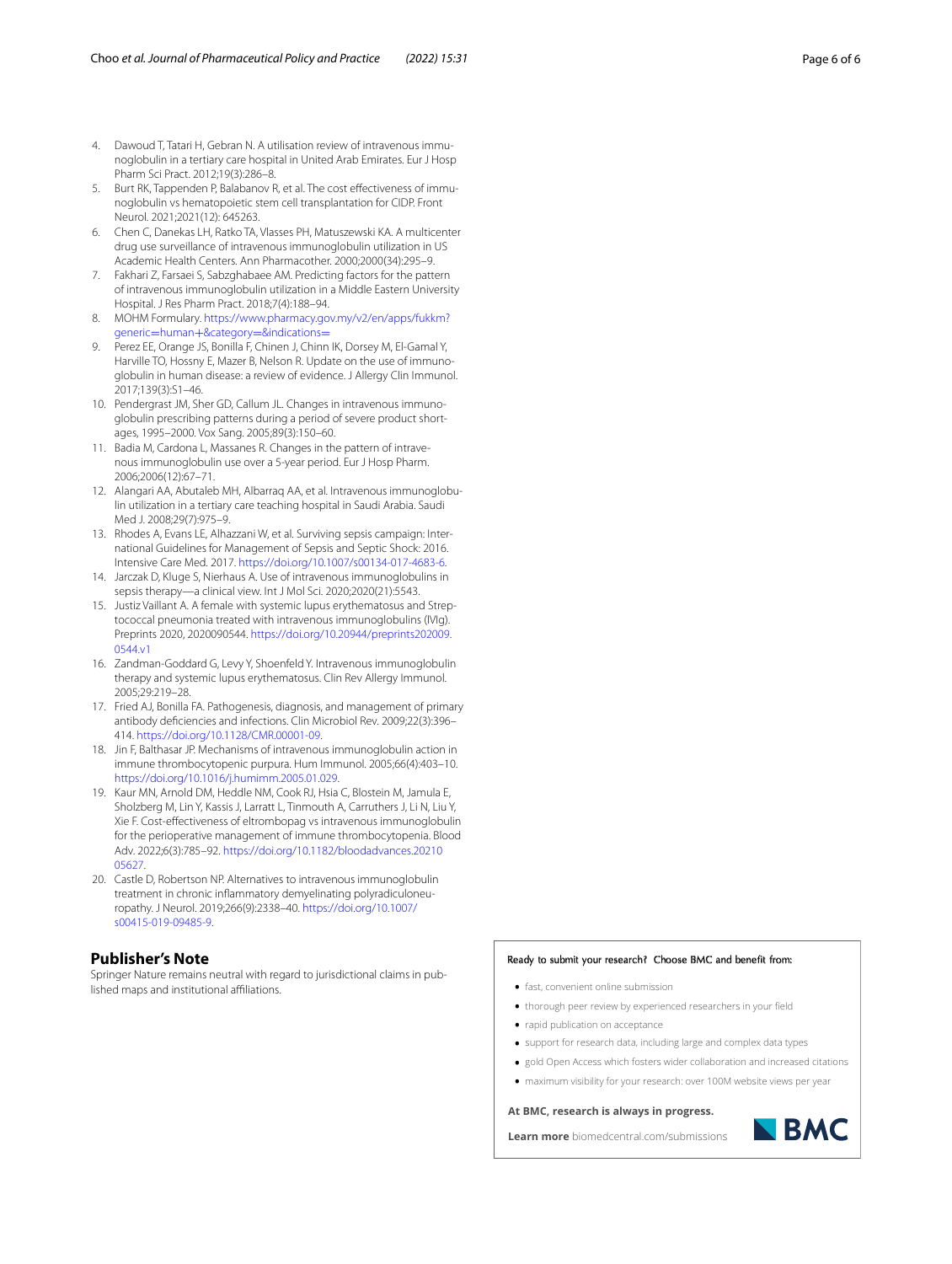4. Dawoud T, Tatari H, Gebran N. A utilisation review of intravenous immunoglobulin in a tertiary care hospital in United Arab Emirates. Eur J Hosp Pharm Sci Pract. 2012;19(3):286–8.
5. Burt RK, Tappenden P, Balabanov R, et al. The cost effectiveness of immunoglobulin vs hematopoietic stem cell transplantation for CIDP. Front Neurol. 2021;2021(12): 645263.
6. Chen C, Danekas LH, Ratko TA, Vlasses PH, Matuszewski KA. A multicenter drug use surveillance of intravenous immunoglobulin utilization in US Academic Health Centers. Ann Pharmacother. 2000;2000(34):295–9.
7. Fakhari Z, Farsaei S, Sabzghabaee AM. Predicting factors for the pattern of intravenous immunoglobulin utilization in a Middle Eastern University Hospital. J Res Pharm Pract. 2018;7(4):188–94.
8. MOHM Formulary. https://www.pharmacy.gov.my/v2/en/apps/fukkm?generic=human+&category=&indications=
9. Perez EE, Orange JS, Bonilla F, Chinen J, Chinn IK, Dorsey M, El-Gamal Y, Harville TO, Hossny E, Mazer B, Nelson R. Update on the use of immunoglobulin in human disease: a review of evidence. J Allergy Clin Immunol. 2017;139(3):S1–46.
10. Pendergrast JM, Sher GD, Callum JL. Changes in intravenous immunoglobulin prescribing patterns during a period of severe product shortages, 1995–2000. Vox Sang. 2005;89(3):150–60.
11. Badia M, Cardona L, Massanes R. Changes in the pattern of intravenous immunoglobulin use over a 5-year period. Eur J Hosp Pharm. 2006;2006(12):67–71.
12. Alangari AA, Abutaleb MH, Albarraq AA, et al. Intravenous immunoglobulin utilization in a tertiary care teaching hospital in Saudi Arabia. Saudi Med J. 2008;29(7):975–9.
13. Rhodes A, Evans LE, Alhazzani W, et al. Surviving sepsis campaign: International Guidelines for Management of Sepsis and Septic Shock: 2016. Intensive Care Med. 2017. https://doi.org/10.1007/s00134-017-4683-6.
14. Jarczak D, Kluge S, Nierhaus A. Use of intravenous immunoglobulins in sepsis therapy—a clinical view. Int J Mol Sci. 2020;2020(21):5543.
15. Justiz Vaillant A. A female with systemic lupus erythematosus and Streptococcal pneumonia treated with intravenous immunoglobulins (IVIg). Preprints 2020, 2020090544. https://doi.org/10.20944/preprints202009.0544.v1
16. Zandman-Goddard G, Levy Y, Shoenfeld Y. Intravenous immunoglobulin therapy and systemic lupus erythematosus. Clin Rev Allergy Immunol. 2005;29:219–28.
17. Fried AJ, Bonilla FA. Pathogenesis, diagnosis, and management of primary antibody deficiencies and infections. Clin Microbiol Rev. 2009;22(3):396–414. https://doi.org/10.1128/CMR.00001-09.
18. Jin F, Balthasar JP. Mechanisms of intravenous immunoglobulin action in immune thrombocytopenic purpura. Hum Immunol. 2005;66(4):403–10. https://doi.org/10.1016/j.humimm.2005.01.029.
19. Kaur MN, Arnold DM, Heddle NM, Cook RJ, Hsia C, Blostein M, Jamula E, Sholzberg M, Lin Y, Kassis J, Larratt L, Tinmouth A, Carruthers J, Li N, Liu Y, Xie F. Cost-effectiveness of eltrombopag vs intravenous immunoglobulin for the perioperative management of immune thrombocytopenia. Blood Adv. 2022;6(3):785–92. https://doi.org/10.1182/bloodadvances.2021005627.
20. Castle D, Robertson NP. Alternatives to intravenous immunoglobulin treatment in chronic inflammatory demyelinating polyradiculoneuropathy. J Neurol. 2019;266(9):2338–40. https://doi.org/10.1007/s00415-019-09485-9.

## Publisher's Note

Springer Nature remains neutral with regard to jurisdictional claims in published maps and institutional affiliations.

Ready to submit your research? Choose BMC and benefit from:

- fast, convenient online submission
- thorough peer review by experienced researchers in your field
- rapid publication on acceptance
- support for research data, including large and complex data types
- gold Open Access which fosters wider collaboration and increased citations
- maximum visibility for your research: over 100M website views per year

**At BMC, research is always in progress.**

**Learn more** biomedcentral.com/submissions